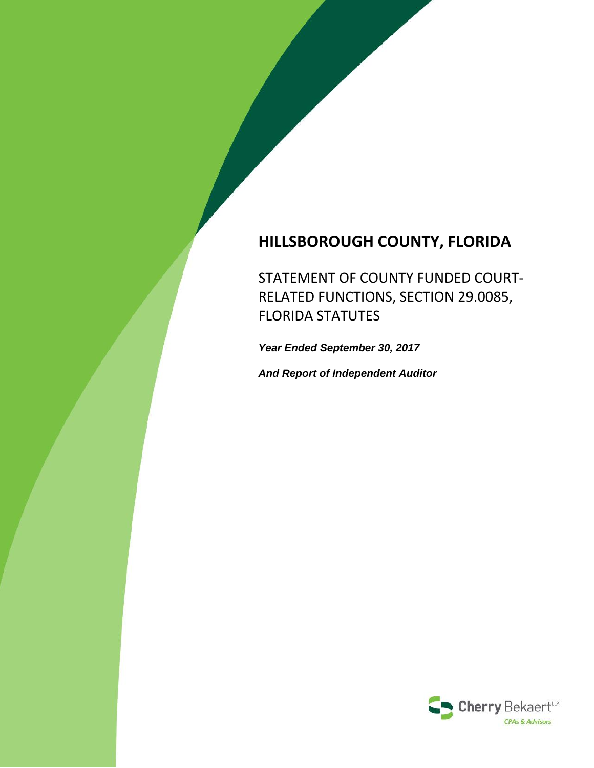# HILLSBOROUGH COUNTY, FLORIDA

## STATEMENT OF COUNTY FUNDED COURT-RELATED FUNCTIONS, SECTION 29.0085, FLORIDA STATUTES

***Year Ended September 30, 2017***

***And Report of Independent Auditor***

Cherry Bekaert LLP
CPAs & Advisors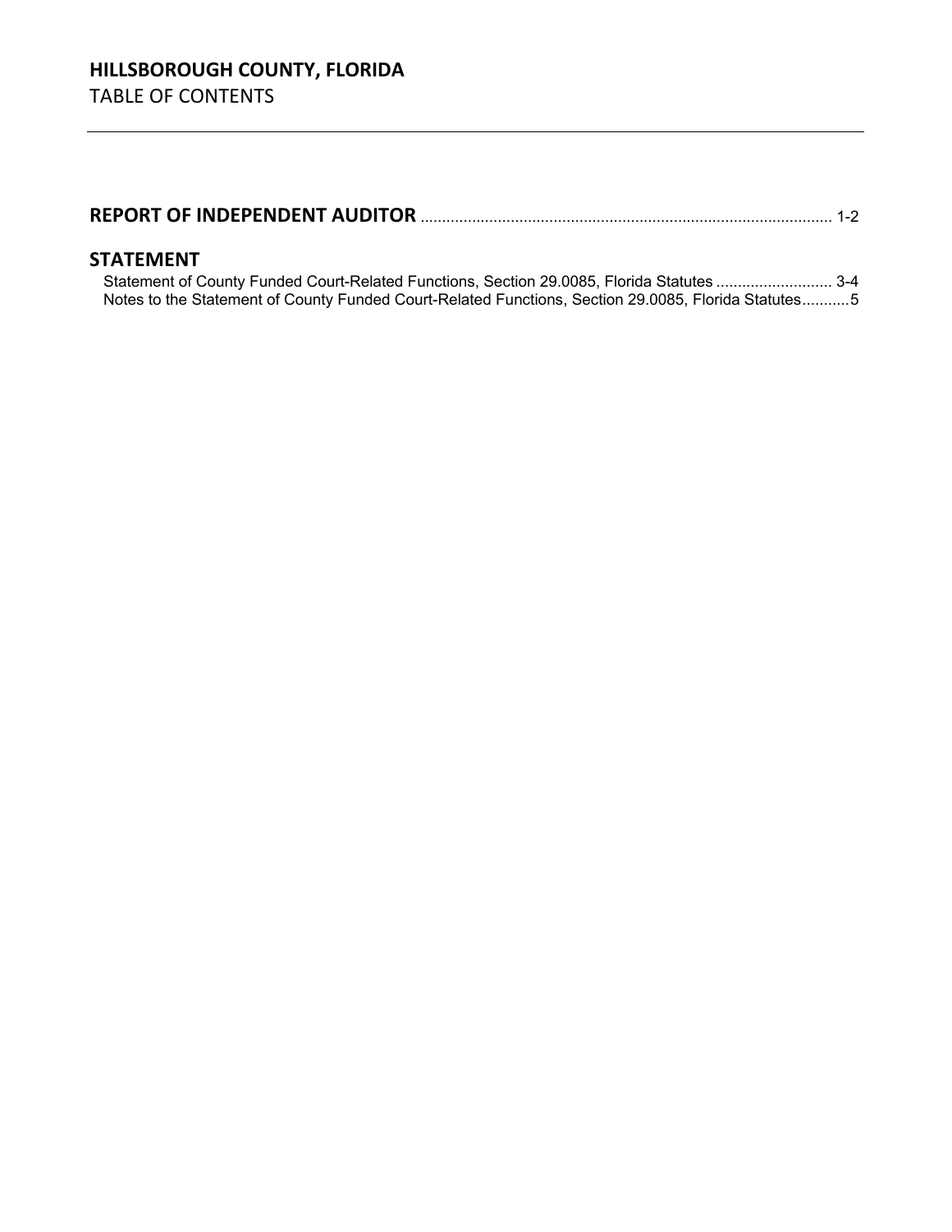# HILLSBOROUGH COUNTY, FLORIDA

TABLE OF CONTENTS

---

**REPORT OF INDEPENDENT AUDITOR** ............................................................................................... 1-2

## STATEMENT

Statement of County Funded Court-Related Functions, Section 29.0085, Florida Statutes ........................... 3-4

Notes to the Statement of County Funded Court-Related Functions, Section 29.0085, Florida Statutes...........5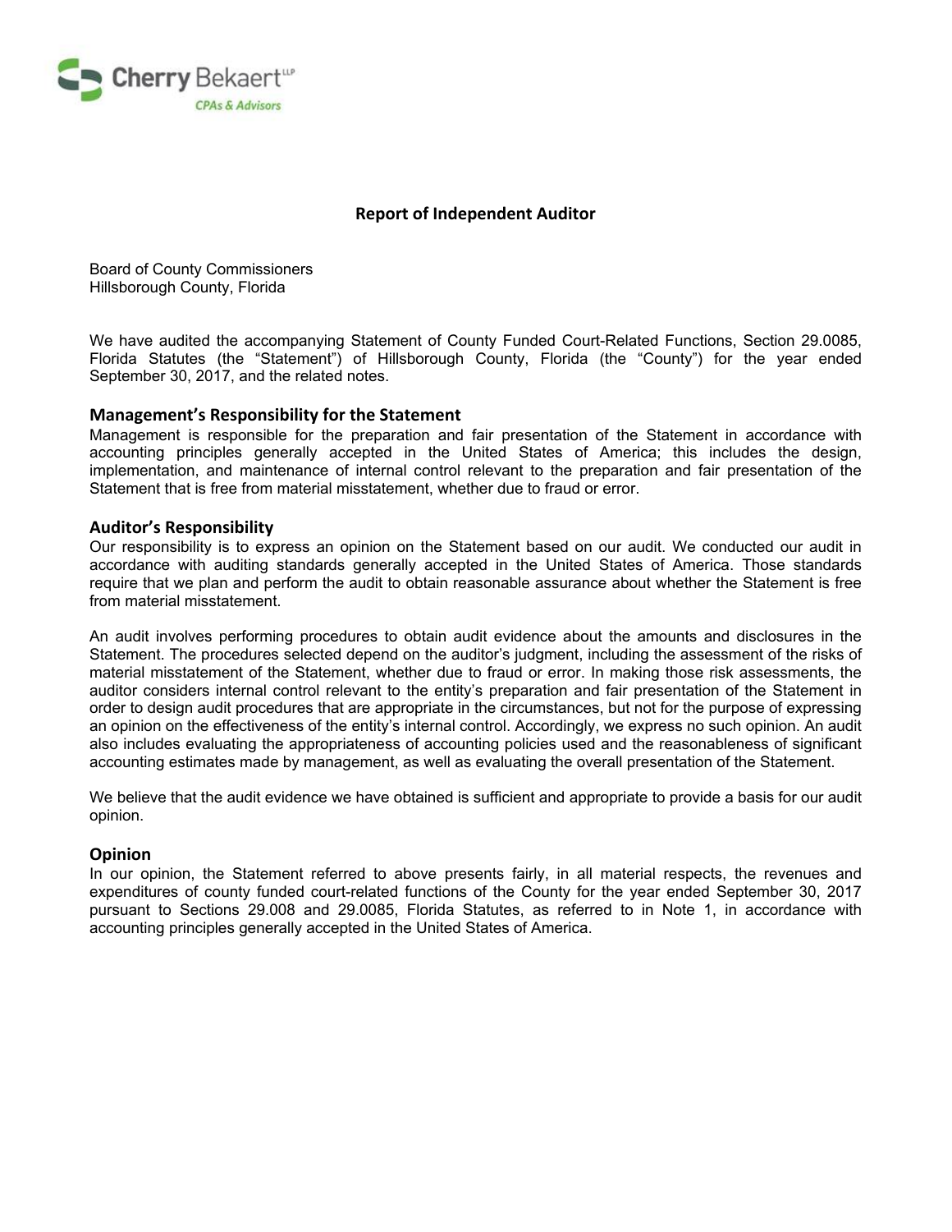Cherry Bekaert LLP
CPAs & Advisors

## Report of Independent Auditor

Board of County Commissioners
Hillsborough County, Florida

We have audited the accompanying Statement of County Funded Court-Related Functions, Section 29.0085, Florida Statutes (the “Statement”) of Hillsborough County, Florida (the “County”) for the year ended September 30, 2017, and the related notes.

### Management’s Responsibility for the Statement

Management is responsible for the preparation and fair presentation of the Statement in accordance with accounting principles generally accepted in the United States of America; this includes the design, implementation, and maintenance of internal control relevant to the preparation and fair presentation of the Statement that is free from material misstatement, whether due to fraud or error.

### Auditor’s Responsibility

Our responsibility is to express an opinion on the Statement based on our audit. We conducted our audit in accordance with auditing standards generally accepted in the United States of America. Those standards require that we plan and perform the audit to obtain reasonable assurance about whether the Statement is free from material misstatement.

An audit involves performing procedures to obtain audit evidence about the amounts and disclosures in the Statement. The procedures selected depend on the auditor’s judgment, including the assessment of the risks of material misstatement of the Statement, whether due to fraud or error. In making those risk assessments, the auditor considers internal control relevant to the entity’s preparation and fair presentation of the Statement in order to design audit procedures that are appropriate in the circumstances, but not for the purpose of expressing an opinion on the effectiveness of the entity’s internal control. Accordingly, we express no such opinion. An audit also includes evaluating the appropriateness of accounting policies used and the reasonableness of significant accounting estimates made by management, as well as evaluating the overall presentation of the Statement.

We believe that the audit evidence we have obtained is sufficient and appropriate to provide a basis for our audit opinion.

### Opinion

In our opinion, the Statement referred to above presents fairly, in all material respects, the revenues and expenditures of county funded court-related functions of the County for the year ended September 30, 2017 pursuant to Sections 29.008 and 29.0085, Florida Statutes, as referred to in Note 1, in accordance with accounting principles generally accepted in the United States of America.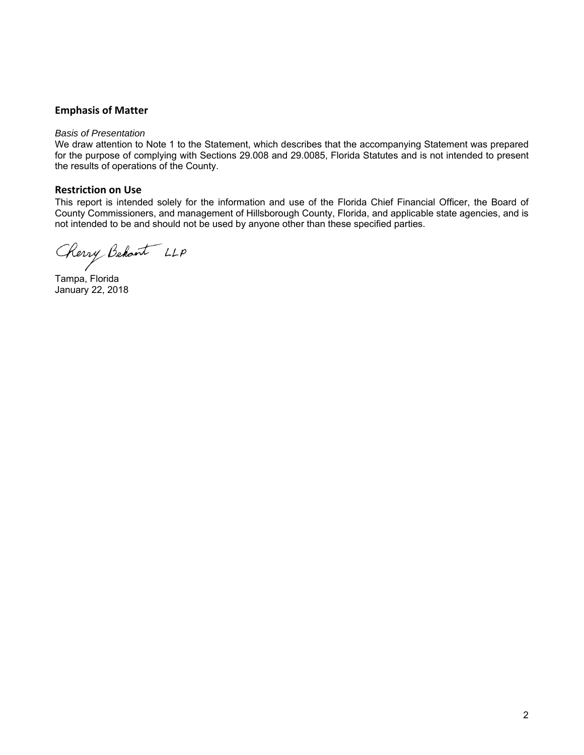## Emphasis of Matter

*Basis of Presentation*

We draw attention to Note 1 to the Statement, which describes that the accompanying Statement was prepared for the purpose of complying with Sections 29.008 and 29.0085, Florida Statutes and is not intended to present the results of operations of the County.

## Restriction on Use

This report is intended solely for the information and use of the Florida Chief Financial Officer, the Board of County Commissioners, and management of Hillsborough County, Florida, and applicable state agencies, and is not intended to be and should not be used by anyone other than these specified parties.

Cherry Bekaert LLP

Tampa, Florida
January 22, 2018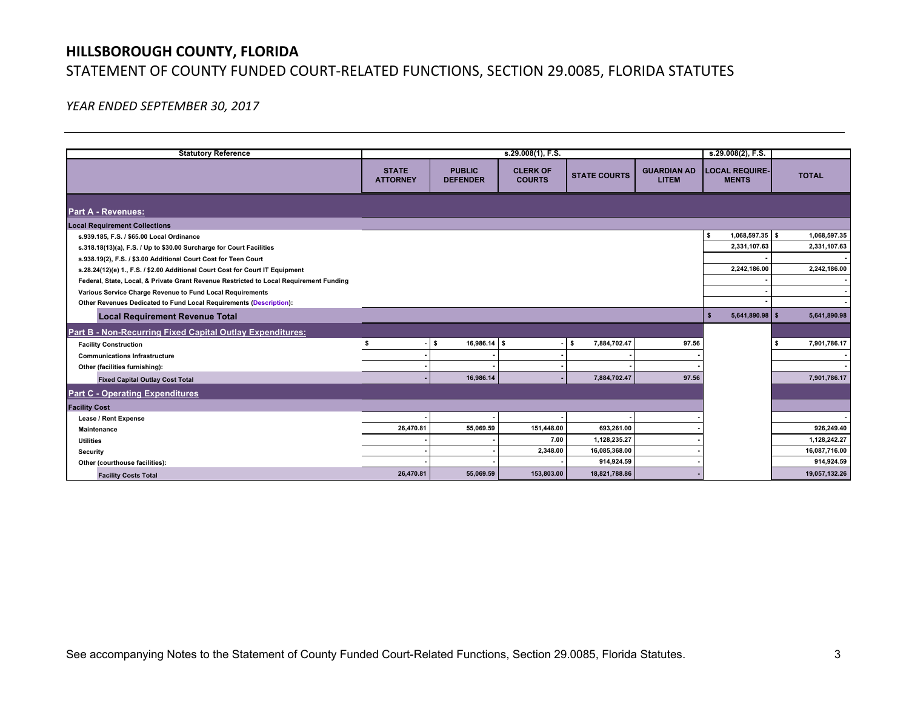## HILLSBOROUGH COUNTY, FLORIDA

STATEMENT OF COUNTY FUNDED COURT-RELATED FUNCTIONS, SECTION 29.0085, FLORIDA STATUTES

*YEAR ENDED SEPTEMBER 30, 2017*

| Statutory Reference | s.29.008(1), F.S. | | | | | s.29.008(2), F.S. | |
|---|---|---|---|---|---|---|---|
| | STATE ATTORNEY | PUBLIC DEFENDER | CLERK OF COURTS | STATE COURTS | GUARDIAN AD LITEM | LOCAL REQUIRE-MENTS | TOTAL |
| **Part A - Revenues:** | | | | | | | |
| **Local Requirement Collections** | | | | | | | |
| s.939.185, F.S. / $65.00 Local Ordinance | | | | | | $ 1,068,597.35 | $ 1,068,597.35 |
| s.318.18(13)(a), F.S. / Up to $30.00 Surcharge for Court Facilities | | | | | | 2,331,107.63 | 2,331,107.63 |
| s.938.19(2), F.S. / $3.00 Additional Court Cost for Teen Court | | | | | | - | - |
| s.28.24(12)(e) 1., F.S. / $2.00 Additional Court Cost for Court IT Equipment | | | | | | 2,242,186.00 | 2,242,186.00 |
| Federal, State, Local, & Private Grant Revenue Restricted to Local Requirement Funding | | | | | | - | - |
| Various Service Charge Revenue to Fund Local Requirements | | | | | | - | - |
| Other Revenues Dedicated to Fund Local Requirements (Description): | | | | | | - | - |
| **Local Requirement Revenue Total** | | | | | | $ 5,641,890.98 | $ 5,641,890.98 |
| **Part B - Non-Recurring Fixed Capital Outlay Expenditures:** | | | | | | | |
| Facility Construction | $ - | $ 16,986.14 | $ - | $ 7,884,702.47 | 97.56 | | $ 7,901,786.17 |
| Communications Infrastructure | - | - | - | - | - | | - |
| Other (facilities furnishing): | - | - | - | - | - | | - |
| **Fixed Capital Outlay Cost Total** | - | 16,986.14 | - | 7,884,702.47 | 97.56 | | 7,901,786.17 |
| **Part C - Operating Expenditures** | | | | | | | |
| **Facility Cost** | | | | | | | |
| Lease / Rent Expense | - | - | - | - | - | | - |
| Maintenance | 26,470.81 | 55,069.59 | 151,448.00 | 693,261.00 | - | | 926,249.40 |
| Utilities | - | - | 7.00 | 1,128,235.27 | - | | 1,128,242.27 |
| Security | - | - | 2,348.00 | 16,085,368.00 | - | | 16,087,716.00 |
| Other (courthouse facilities): | - | - | - | 914,924.59 | - | | 914,924.59 |
| **Facility Costs Total** | 26,470.81 | 55,069.59 | 153,803.00 | 18,821,788.86 | - | | 19,057,132.26 |

See accompanying Notes to the Statement of County Funded Court-Related Functions, Section 29.0085, Florida Statutes.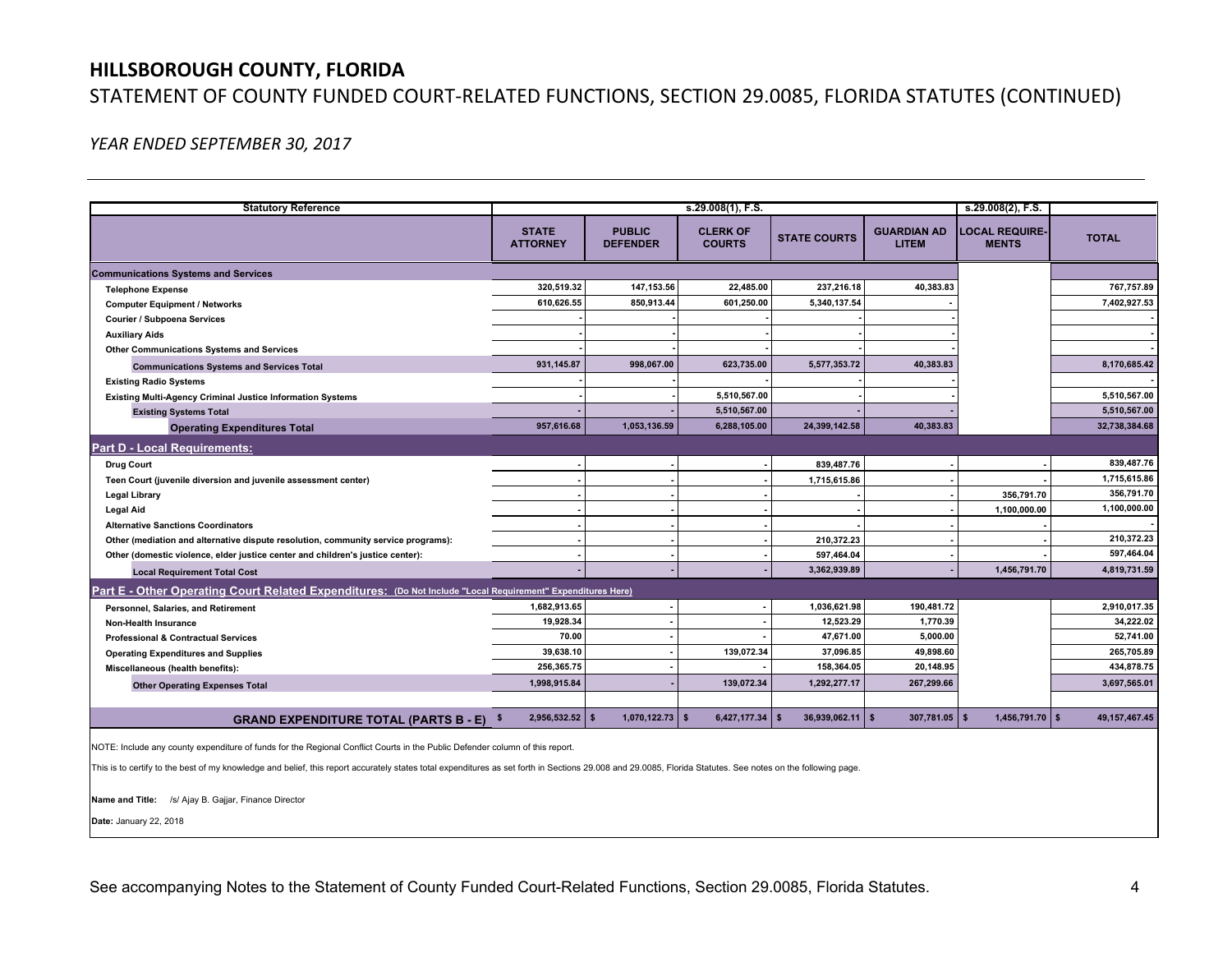# HILLSBOROUGH COUNTY, FLORIDA

## STATEMENT OF COUNTY FUNDED COURT-RELATED FUNCTIONS, SECTION 29.0085, FLORIDA STATUTES (CONTINUED)

*YEAR ENDED SEPTEMBER 30, 2017*

| Statutory Reference | s.29.008(1), F.S. | | | | | s.29.008(2), F.S. | |
|---|---|---|---|---|---|---|---|
| | STATE ATTORNEY | PUBLIC DEFENDER | CLERK OF COURTS | STATE COURTS | GUARDIAN AD LITEM | LOCAL REQUIRE-MENTS | TOTAL |
| **Communications Systems and Services** | | | | | | | |
| Telephone Expense | 320,519.32 | 147,153.56 | 22,485.00 | 237,216.18 | 40,383.83 | | 767,757.89 |
| Computer Equipment / Networks | 610,626.55 | 850,913.44 | 601,250.00 | 5,340,137.54 | - | | 7,402,927.53 |
| Courier / Subpoena Services | - | - | - | - | - | | - |
| Auxiliary Aids | - | - | - | - | - | | - |
| Other Communications Systems and Services | - | - | - | - | - | | - |
| Communications Systems and Services Total | 931,145.87 | 998,067.00 | 623,735.00 | 5,577,353.72 | 40,383.83 | | 8,170,685.42 |
| Existing Radio Systems | - | - | - | - | - | | - |
| Existing Multi-Agency Criminal Justice Information Systems | - | - | 5,510,567.00 | - | - | | 5,510,567.00 |
| Existing Systems Total | - | - | 5,510,567.00 | - | - | | 5,510,567.00 |
| **Operating Expenditures Total** | 957,616.68 | 1,053,136.59 | 6,288,105.00 | 24,399,142.58 | 40,383.83 | | 32,738,384.68 |
| **Part D - Local Requirements:** | | | | | | | |
| Drug Court | - | - | - | 839,487.76 | - | - | 839,487.76 |
| Teen Court (juvenile diversion and juvenile assessment center) | - | - | - | 1,715,615.86 | - | - | 1,715,615.86 |
| Legal Library | - | - | - | - | - | 356,791.70 | 356,791.70 |
| Legal Aid | - | - | - | - | - | 1,100,000.00 | 1,100,000.00 |
| Alternative Sanctions Coordinators | - | - | - | - | - | - | - |
| Other (mediation and alternative dispute resolution, community service programs): | - | - | - | 210,372.23 | - | - | 210,372.23 |
| Other (domestic violence, elder justice center and children's justice center): | - | - | - | 597,464.04 | - | - | 597,464.04 |
| Local Requirement Total Cost | - | - | - | 3,362,939.89 | - | 1,456,791.70 | 4,819,731.59 |
| **Part E - Other Operating Court Related Expenditures:** (Do Not Include "Local Requirement" Expenditures Here) | | | | | | | |
| Personnel, Salaries, and Retirement | 1,682,913.65 | - | - | 1,036,621.98 | 190,481.72 | | 2,910,017.35 |
| Non-Health Insurance | 19,928.34 | - | - | 12,523.29 | 1,770.39 | | 34,222.02 |
| Professional & Contractual Services | 70.00 | - | - | 47,671.00 | 5,000.00 | | 52,741.00 |
| Operating Expenditures and Supplies | 39,638.10 | - | 139,072.34 | 37,096.85 | 49,898.60 | | 265,705.89 |
| Miscellaneous (health benefits): | 256,365.75 | - | - | 158,364.05 | 20,148.95 | | 434,878.75 |
| Other Operating Expenses Total | 1,998,915.84 | - | 139,072.34 | 1,292,277.17 | 267,299.66 | | 3,697,565.01 |
| **GRAND EXPENDITURE TOTAL (PARTS B - E)** | $ 2,956,532.52 | $ 1,070,122.73 | $ 6,427,177.34 | $ 36,939,062.11 | $ 307,781.05 | $ 1,456,791.70 | $ 49,157,467.45 |

NOTE: Include any county expenditure of funds for the Regional Conflict Courts in the Public Defender column of this report.

This is to certify to the best of my knowledge and belief, this report accurately states total expenditures as set forth in Sections 29.008 and 29.0085, Florida Statutes. See notes on the following page.

**Name and Title:** /s/ Ajay B. Gajjar, Finance Director

**Date:** January 22, 2018

See accompanying Notes to the Statement of County Funded Court-Related Functions, Section 29.0085, Florida Statutes.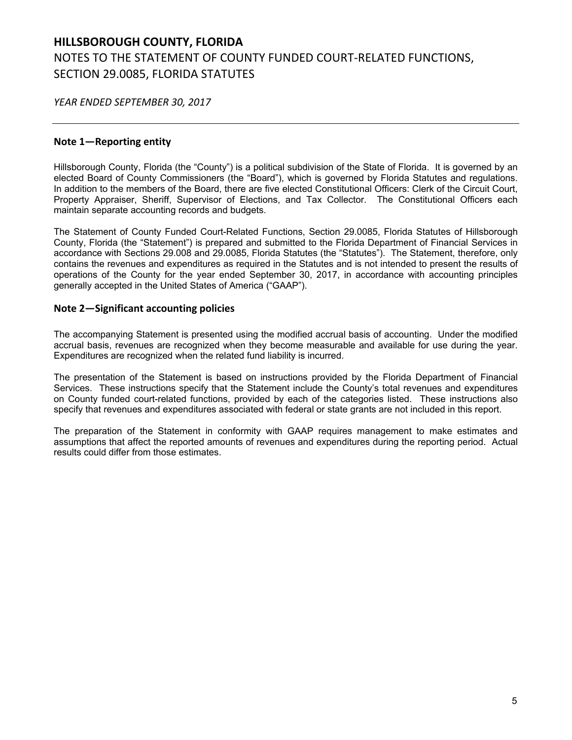# HILLSBOROUGH COUNTY, FLORIDA

## NOTES TO THE STATEMENT OF COUNTY FUNDED COURT-RELATED FUNCTIONS, SECTION 29.0085, FLORIDA STATUTES

*YEAR ENDED SEPTEMBER 30, 2017*

### Note 1—Reporting entity

Hillsborough County, Florida (the "County") is a political subdivision of the State of Florida. It is governed by an elected Board of County Commissioners (the "Board"), which is governed by Florida Statutes and regulations. In addition to the members of the Board, there are five elected Constitutional Officers: Clerk of the Circuit Court, Property Appraiser, Sheriff, Supervisor of Elections, and Tax Collector. The Constitutional Officers each maintain separate accounting records and budgets.

The Statement of County Funded Court-Related Functions, Section 29.0085, Florida Statutes of Hillsborough County, Florida (the "Statement") is prepared and submitted to the Florida Department of Financial Services in accordance with Sections 29.008 and 29.0085, Florida Statutes (the "Statutes"). The Statement, therefore, only contains the revenues and expenditures as required in the Statutes and is not intended to present the results of operations of the County for the year ended September 30, 2017, in accordance with accounting principles generally accepted in the United States of America ("GAAP").

### Note 2—Significant accounting policies

The accompanying Statement is presented using the modified accrual basis of accounting. Under the modified accrual basis, revenues are recognized when they become measurable and available for use during the year. Expenditures are recognized when the related fund liability is incurred.

The presentation of the Statement is based on instructions provided by the Florida Department of Financial Services. These instructions specify that the Statement include the County's total revenues and expenditures on County funded court-related functions, provided by each of the categories listed. These instructions also specify that revenues and expenditures associated with federal or state grants are not included in this report.

The preparation of the Statement in conformity with GAAP requires management to make estimates and assumptions that affect the reported amounts of revenues and expenditures during the reporting period. Actual results could differ from those estimates.